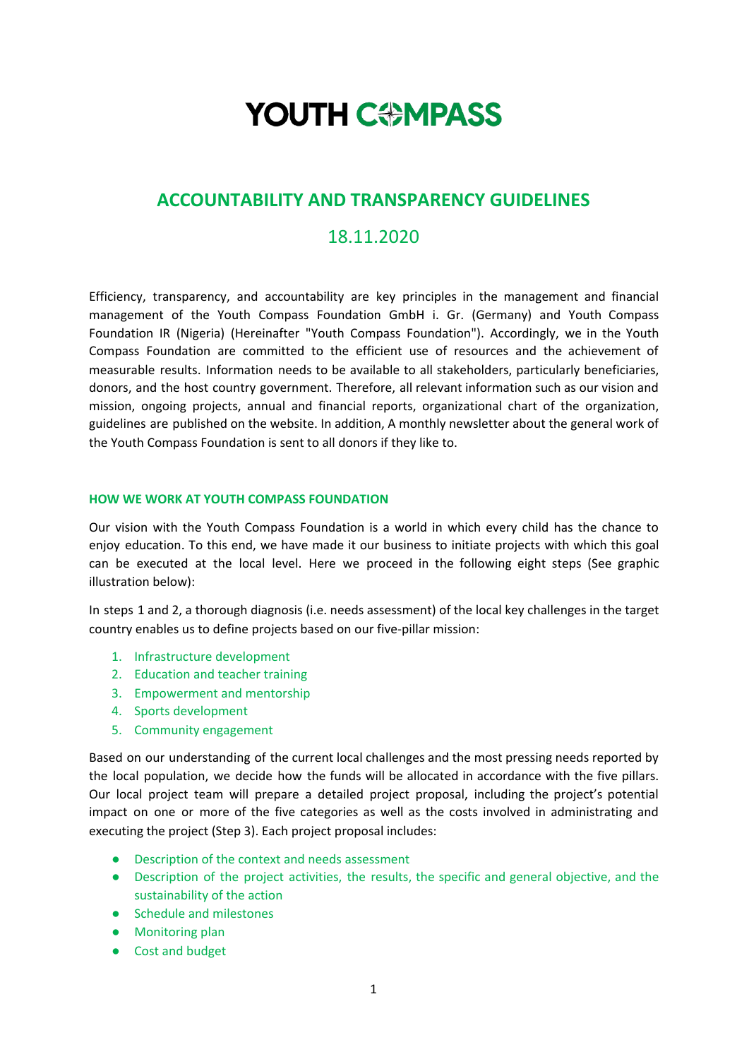# YOUTH COMPASS

## ACCOUNTABILITY AND TRANSPARENCY GUIDELINES

## 18.11.2020

Efficiency, transparency, and accountability are key principles in the management and financial management of the Youth Compass Foundation GmbH i. Gr. (Germany) and Youth Compass Foundation IR (Nigeria) (Hereinafter "Youth Compass Foundation"). Accordingly, we in the Youth Compass Foundation are committed to the efficient use of resources and the achievement of measurable results. Information needs to be available to all stakeholders, particularly beneficiaries, donors, and the host country government. Therefore, all relevant information such as our vision and mission, ongoing projects, annual and financial reports, organizational chart of the organization, guidelines are published on the website. In addition, A monthly newsletter about the general work of the Youth Compass Foundation is sent to all donors if they like to.

### HOW WE WORK AT YOUTH COMPASS FOUNDATION

Our vision with the Youth Compass Foundation is a world in which every child has the chance to enjoy education. To this end, we have made it our business to initiate projects with which this goal can be executed at the local level. Here we proceed in the following eight steps (See graphic illustration below):

In steps 1 and 2, a thorough diagnosis (i.e. needs assessment) of the local key challenges in the target country enables us to define projects based on our five-pillar mission:

1. Infrastructure development
2. Education and teacher training
3. Empowerment and mentorship
4. Sports development
5. Community engagement

Based on our understanding of the current local challenges and the most pressing needs reported by the local population, we decide how the funds will be allocated in accordance with the five pillars. Our local project team will prepare a detailed project proposal, including the project's potential impact on one or more of the five categories as well as the costs involved in administrating and executing the project (Step 3). Each project proposal includes:

- Description of the context and needs assessment
- Description of the project activities, the results, the specific and general objective, and the sustainability of the action
- Schedule and milestones
- Monitoring plan
- Cost and budget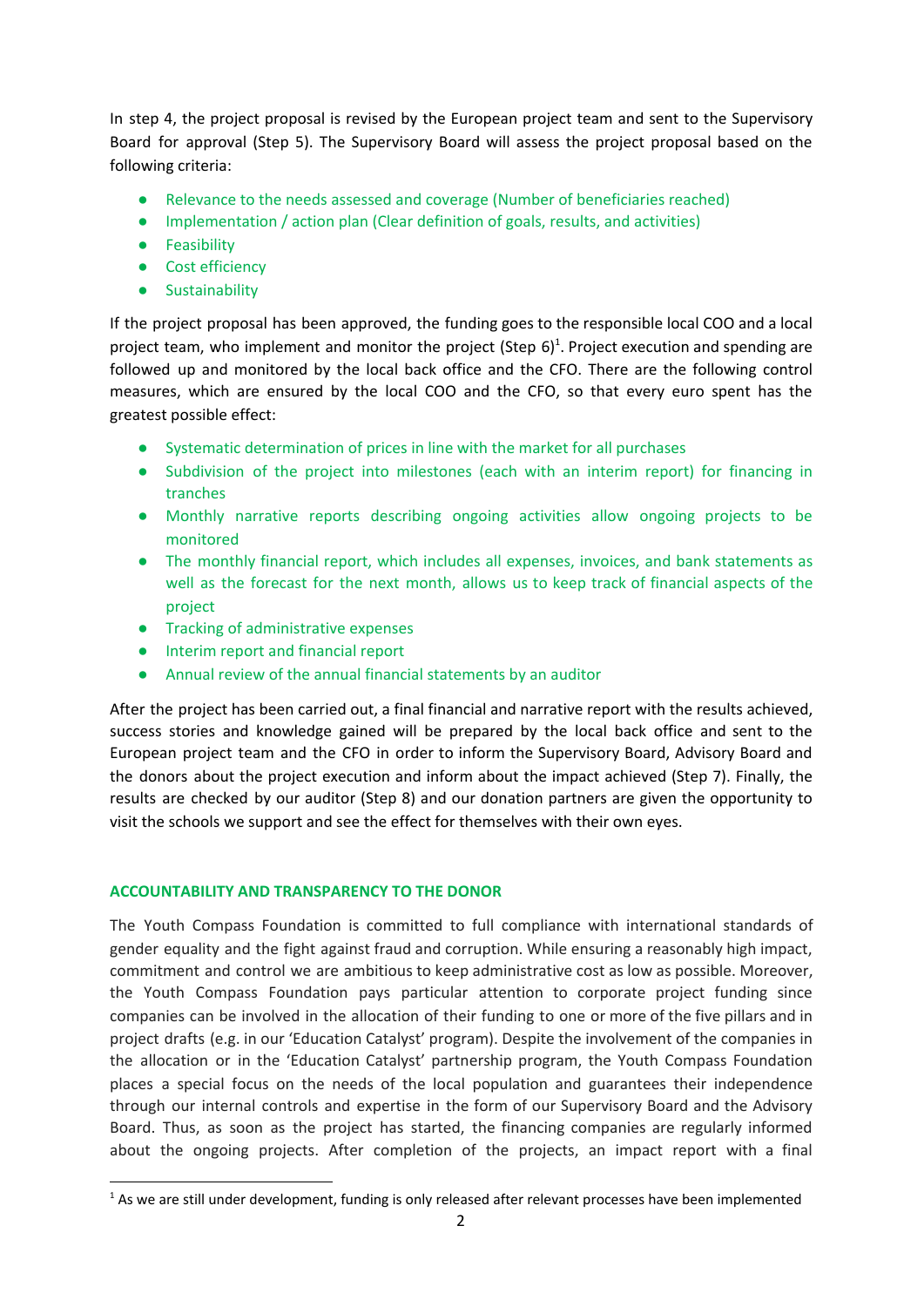In step 4, the project proposal is revised by the European project team and sent to the Supervisory Board for approval (Step 5). The Supervisory Board will assess the project proposal based on the following criteria:

- Relevance to the needs assessed and coverage (Number of beneficiaries reached)
- Implementation / action plan (Clear definition of goals, results, and activities)
- Feasibility
- Cost efficiency
- Sustainability

If the project proposal has been approved, the funding goes to the responsible local COO and a local project team, who implement and monitor the project (Step 6)[1]. Project execution and spending are followed up and monitored by the local back office and the CFO. There are the following control measures, which are ensured by the local COO and the CFO, so that every euro spent has the greatest possible effect:

- Systematic determination of prices in line with the market for all purchases
- Subdivision of the project into milestones (each with an interim report) for financing in tranches
- Monthly narrative reports describing ongoing activities allow ongoing projects to be monitored
- The monthly financial report, which includes all expenses, invoices, and bank statements as well as the forecast for the next month, allows us to keep track of financial aspects of the project
- Tracking of administrative expenses
- Interim report and financial report
- Annual review of the annual financial statements by an auditor

After the project has been carried out, a final financial and narrative report with the results achieved, success stories and knowledge gained will be prepared by the local back office and sent to the European project team and the CFO in order to inform the Supervisory Board, Advisory Board and the donors about the project execution and inform about the impact achieved (Step 7). Finally, the results are checked by our auditor (Step 8) and our donation partners are given the opportunity to visit the schools we support and see the effect for themselves with their own eyes.

## ACCOUNTABILITY AND TRANSPARENCY TO THE DONOR

The Youth Compass Foundation is committed to full compliance with international standards of gender equality and the fight against fraud and corruption. While ensuring a reasonably high impact, commitment and control we are ambitious to keep administrative cost as low as possible. Moreover, the Youth Compass Foundation pays particular attention to corporate project funding since companies can be involved in the allocation of their funding to one or more of the five pillars and in project drafts (e.g. in our 'Education Catalyst' program). Despite the involvement of the companies in the allocation or in the 'Education Catalyst' partnership program, the Youth Compass Foundation places a special focus on the needs of the local population and guarantees their independence through our internal controls and expertise in the form of our Supervisory Board and the Advisory Board. Thus, as soon as the project has started, the financing companies are regularly informed about the ongoing projects. After completion of the projects, an impact report with a final

[1] As we are still under development, funding is only released after relevant processes have been implemented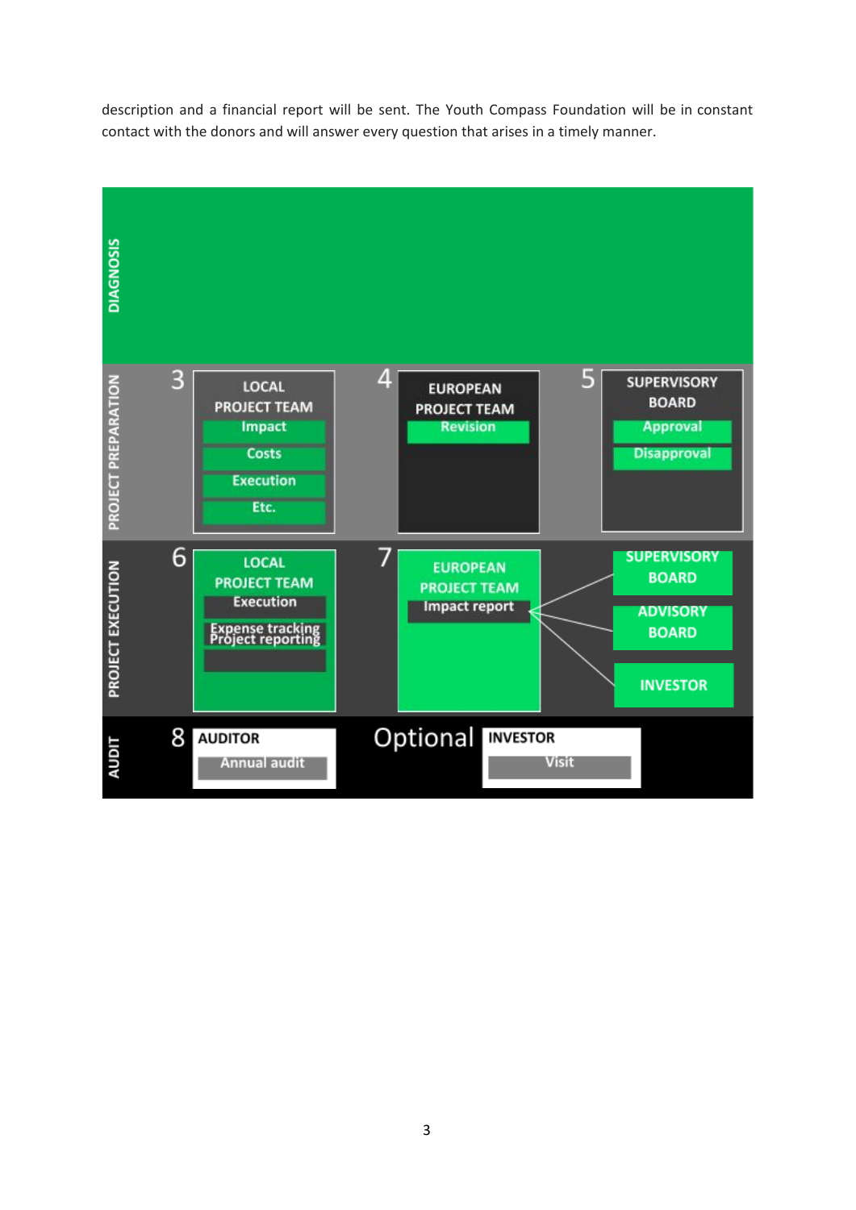description and a financial report will be sent. The Youth Compass Foundation will be in constant contact with the donors and will answer every question that arises in a timely manner.

DIAGNOSIS

PROJECT PREPARATION

3
LOCAL PROJECT TEAM
Impact
Costs
Execution
Etc.

4
EUROPEAN PROJECT TEAM
Revision

5
SUPERVISORY BOARD
Approval
Disapproval

PROJECT EXECUTION

6
LOCAL PROJECT TEAM
Execution
Expense tracking
Project reporting

7
EUROPEAN PROJECT TEAM
Impact report

SUPERVISORY BOARD
ADVISORY BOARD
INVESTOR

AUDIT

8
AUDITOR
Annual audit

Optional
INVESTOR
Visit